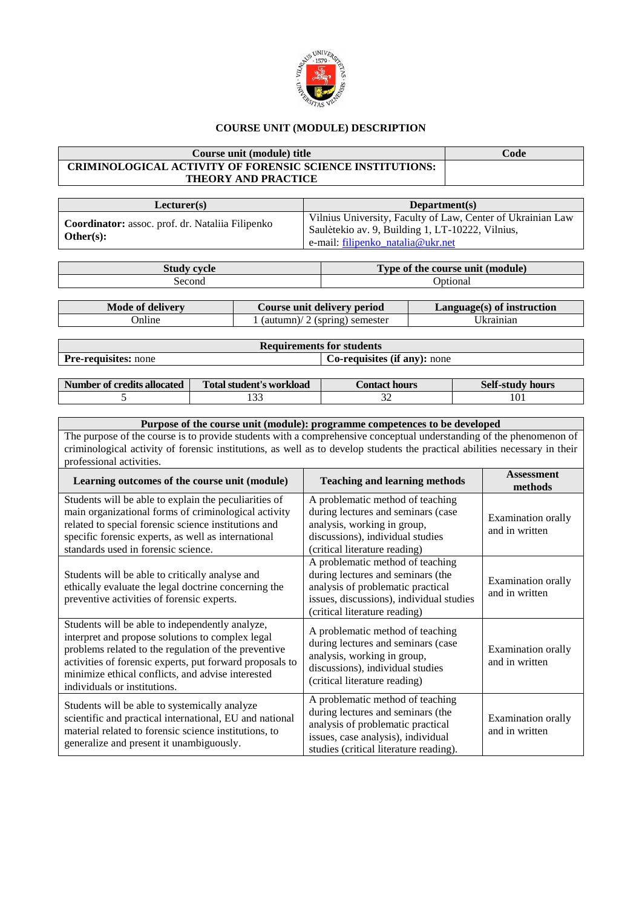# COURSE UNIT (MODULE) DESCRIPTION

| Course unit (module) title | Code |
| --- | --- |
| **CRIMINOLOGICAL ACTIVITY OF FORENSIC SCIENCE INSTITUTIONS: THEORY AND PRACTICE** | |

| Lecturer(s) | Department(s) |
| --- | --- |
| **Coordinator:** assoc. prof. dr. Nataliia Filipenko<br>**Other(s):** | Vilnius University, Faculty of Law, Center of Ukrainian Law<br>Saulėtekio av. 9, Building 1, LT-10222, Vilnius,<br>e-mail: filipenko_natalia@ukr.net |

| Study cycle | Type of the course unit (module) |
| --- | --- |
| Second | Optional |

| Mode of delivery | Course unit delivery period | Language(s) of instruction |
| --- | --- | --- |
| Online | 1 (autumn)/ 2 (spring) semester | Ukrainian |

| Requirements for students | |
| --- | --- |
| **Pre-requisites:** none | **Co-requisites (if any):** none |

| Number of credits allocated | Total student's workload | Contact hours | Self-study hours |
| --- | --- | --- | --- |
| 5 | 133 | 32 | 101 |

**Purpose of the course unit (module): programme competences to be developed**

The purpose of the course is to provide students with a comprehensive conceptual understanding of the phenomenon of criminological activity of forensic institutions, as well as to develop students the practical abilities necessary in their professional activities.

| Learning outcomes of the course unit (module) | Teaching and learning methods | Assessment methods |
| --- | --- | --- |
| Students will be able to explain the peculiarities of main organizational forms of criminological activity related to special forensic science institutions and specific forensic experts, as well as international standards used in forensic science. | A problematic method of teaching during lectures and seminars (case analysis, working in group, discussions), individual studies (critical literature reading) | Examination orally and in written |
| Students will be able to critically analyse and ethically evaluate the legal doctrine concerning the preventive activities of forensic experts. | A problematic method of teaching during lectures and seminars (the analysis of problematic practical issues, discussions), individual studies (critical literature reading) | Examination orally and in written |
| Students will be able to independently analyze, interpret and propose solutions to complex legal problems related to the regulation of the preventive activities of forensic experts, put forward proposals to minimize ethical conflicts, and advise interested individuals or institutions. | A problematic method of teaching during lectures and seminars (case analysis, working in group, discussions), individual studies (critical literature reading) | Examination orally and in written |
| Students will be able to systemically analyze scientific and practical international, EU and national material related to forensic science institutions, to generalize and present it unambiguously. | A problematic method of teaching during lectures and seminars (the analysis of problematic practical issues, case analysis), individual studies (critical literature reading). | Examination orally and in written |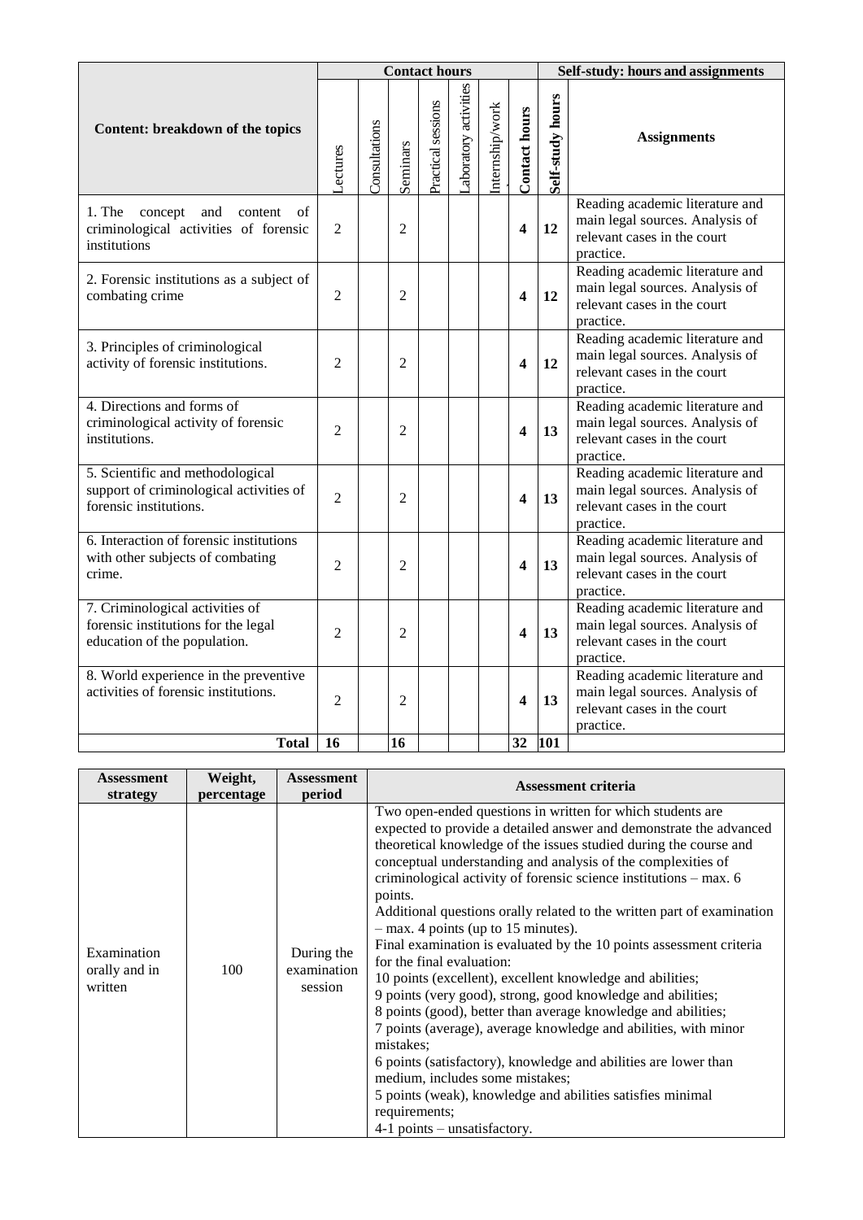| Content: breakdown of the topics | Contact hours | | | | | | | Self-study: hours and assignments | |
|---|---|---|---|---|---|---|---|---|---|
| | Lectures | Consultations | Seminars | Practical sessions | Laboratory activities | Internship/work | **Contact hours** | **Self-study hours** | **Assignments** |
| 1. The concept and content of criminological activities of forensic institutions | 2 | | 2 | | | | **4** | **12** | Reading academic literature and main legal sources. Analysis of relevant cases in the court practice. |
| 2. Forensic institutions as a subject of combating crime | 2 | | 2 | | | | **4** | **12** | Reading academic literature and main legal sources. Analysis of relevant cases in the court practice. |
| 3. Principles of criminological activity of forensic institutions. | 2 | | 2 | | | | **4** | **12** | Reading academic literature and main legal sources. Analysis of relevant cases in the court practice. |
| 4. Directions and forms of criminological activity of forensic institutions. | 2 | | 2 | | | | **4** | **13** | Reading academic literature and main legal sources. Analysis of relevant cases in the court practice. |
| 5. Scientific and methodological support of criminological activities of forensic institutions. | 2 | | 2 | | | | **4** | **13** | Reading academic literature and main legal sources. Analysis of relevant cases in the court practice. |
| 6. Interaction of forensic institutions with other subjects of combating crime. | 2 | | 2 | | | | **4** | **13** | Reading academic literature and main legal sources. Analysis of relevant cases in the court practice. |
| 7. Criminological activities of forensic institutions for the legal education of the population. | 2 | | 2 | | | | **4** | **13** | Reading academic literature and main legal sources. Analysis of relevant cases in the court practice. |
| 8. World experience in the preventive activities of forensic institutions. | 2 | | 2 | | | | **4** | **13** | Reading academic literature and main legal sources. Analysis of relevant cases in the court practice. |
| **Total** | **16** | | **16** | | | | **32** | **101** | |

| Assessment strategy | Weight, percentage | Assessment period | Assessment criteria |
|---|---|---|---|
| Examination orally and in written | 100 | During the examination session | Two open-ended questions in written for which students are expected to provide a detailed answer and demonstrate the advanced theoretical knowledge of the issues studied during the course and conceptual understanding and analysis of the complexities of criminological activity of forensic science institutions – max. 6 points.<br>Additional questions orally related to the written part of examination – max. 4 points (up to 15 minutes).<br>Final examination is evaluated by the 10 points assessment criteria for the final evaluation:<br>10 points (excellent), excellent knowledge and abilities;<br>9 points (very good), strong, good knowledge and abilities;<br>8 points (good), better than average knowledge and abilities;<br>7 points (average), average knowledge and abilities, with minor mistakes;<br>6 points (satisfactory), knowledge and abilities are lower than medium, includes some mistakes;<br>5 points (weak), knowledge and abilities satisfies minimal requirements;<br>4-1 points – unsatisfactory. |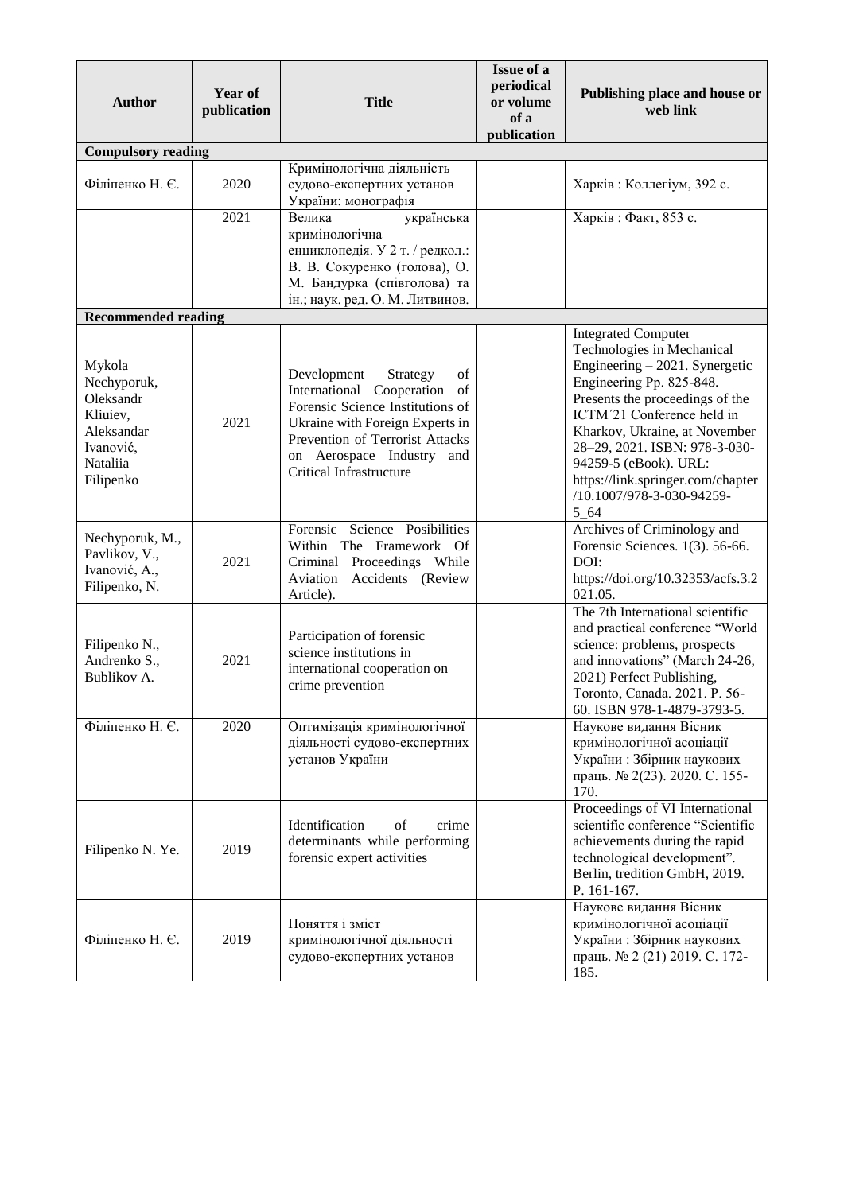| Author | Year of publication | Title | Issue of a periodical or volume of a publication | Publishing place and house or web link |
|---|---|---|---|---|
| **Compulsory reading** | | | | |
| Філіпенко Н. Є. | 2020 | Кримінологічна діяльність судово-експертних установ України: монографія | | Харків : Коллегіум, 392 с. |
| | 2021 | Велика українська кримінологічна енциклопедія. У 2 т. / редкол.: В. В. Сокуренко (голова), О. М. Бандурка (співголова) та ін.; наук. ред. О. М. Литвинов. | | Харків : Факт, 853 с. |
| **Recommended reading** | | | | |
| Mykola Nechyporuk, Oleksandr Kliuiev, Aleksandar Ivanović, Nataliia Filipenko | 2021 | Development Strategy of International Cooperation of Forensic Science Institutions of Ukraine with Foreign Experts in Prevention of Terrorist Attacks on Aerospace Industry and Critical Infrastructure | | Integrated Computer Technologies in Mechanical Engineering – 2021. Synergetic Engineering Pp. 825-848. Presents the proceedings of the ICTM´21 Conference held in Kharkov, Ukraine, at November 28–29, 2021. ISBN: 978-3-030-94259-5 (eBook). URL: https://link.springer.com/chapter/10.1007/978-3-030-94259-5_64 |
| Nechyporuk, M., Pavlikov, V., Ivanović, A., Filipenko, N. | 2021 | Forensic Science Posibilities Within The Framework Of Criminal Proceedings While Aviation Accidents (Review Article). | | Archives of Criminology and Forensic Sciences. 1(3). 56-66. DOI: https://doi.org/10.32353/acfs.3.2021.05. |
| Filipenko N., Andrenko S., Bublikov A. | 2021 | Participation of forensic science institutions in international cooperation on crime prevention | | The 7th International scientific and practical conference "World science: problems, prospects and innovations" (March 24-26, 2021) Perfect Publishing, Toronto, Canada. 2021. P. 56-60. ISBN 978-1-4879-3793-5. |
| Філіпенко Н. Є. | 2020 | Оптимізація кримінологічної діяльності судово-експертних установ України | | Наукове видання Вісник кримінологічної асоціації України : Збірник наукових праць. № 2(23). 2020. С. 155-170. |
| Filipenko N. Ye. | 2019 | Identification of crime determinants while performing forensic expert activities | | Proceedings of VI International scientific conference "Scientific achievements during the rapid technological development". Berlin, tredition GmbH, 2019. P. 161-167. |
| Філіпенко Н. Є. | 2019 | Поняття і зміст кримінологічної діяльності судово-експертних установ | | Наукове видання Вісник кримінологічної асоціації України : Збірник наукових праць. № 2 (21) 2019. С. 172-185. |